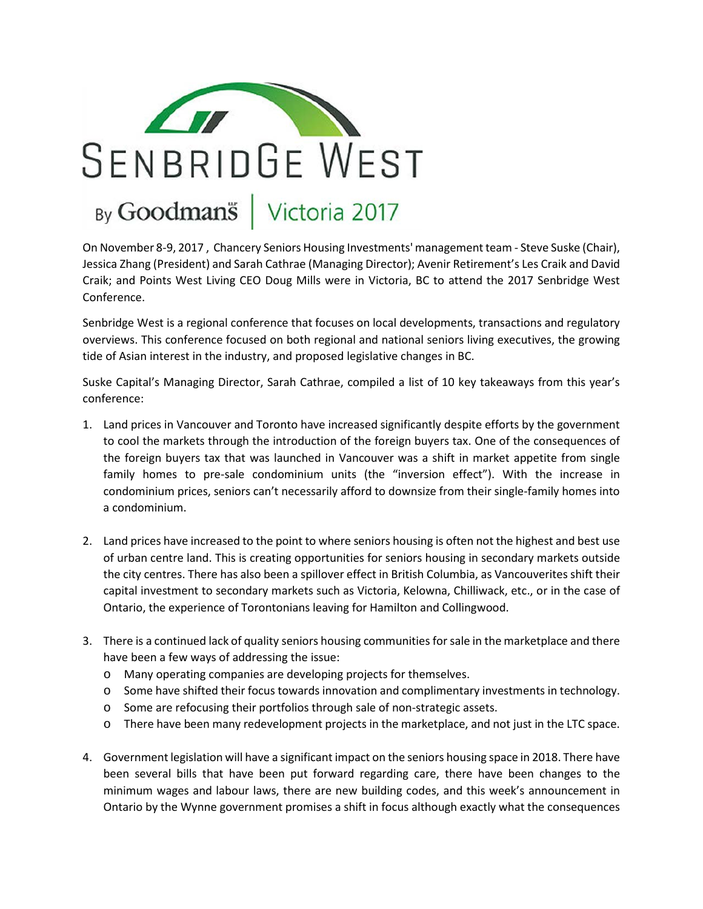# SENBRIDGE WEST

By Goodmans | Victoria 2017

On November 8-9, 2017 , Chancery Seniors Housing Investments' management team - Steve Suske (Chair), Jessica Zhang (President) and Sarah Cathrae (Managing Director); Avenir Retirement's Les Craik and David Craik; and Points West Living CEO Doug Mills were in Victoria, BC to attend the 2017 Senbridge West Conference.

Senbridge West is a regional conference that focuses on local developments, transactions and regulatory overviews. This conference focused on both regional and national seniors living executives, the growing tide of Asian interest in the industry, and proposed legislative changes in BC.

Suske Capital's Managing Director, Sarah Cathrae, compiled a list of 10 key takeaways from this year's conference:

1. Land prices in Vancouver and Toronto have increased significantly despite efforts by the government to cool the markets through the introduction of the foreign buyers tax. One of the consequences of the foreign buyers tax that was launched in Vancouver was a shift in market appetite from single family homes to pre-sale condominium units (the "inversion effect"). With the increase in condominium prices, seniors can't necessarily afford to downsize from their single-family homes into a condominium.

2. Land prices have increased to the point to where seniors housing is often not the highest and best use of urban centre land. This is creating opportunities for seniors housing in secondary markets outside the city centres. There has also been a spillover effect in British Columbia, as Vancouverites shift their capital investment to secondary markets such as Victoria, Kelowna, Chilliwack, etc., or in the case of Ontario, the experience of Torontonians leaving for Hamilton and Collingwood.

3. There is a continued lack of quality seniors housing communities for sale in the marketplace and there have been a few ways of addressing the issue:
   - Many operating companies are developing projects for themselves.
   - Some have shifted their focus towards innovation and complimentary investments in technology.
   - Some are refocusing their portfolios through sale of non-strategic assets.
   - There have been many redevelopment projects in the marketplace, and not just in the LTC space.

4. Government legislation will have a significant impact on the seniors housing space in 2018. There have been several bills that have been put forward regarding care, there have been changes to the minimum wages and labour laws, there are new building codes, and this week's announcement in Ontario by the Wynne government promises a shift in focus although exactly what the consequences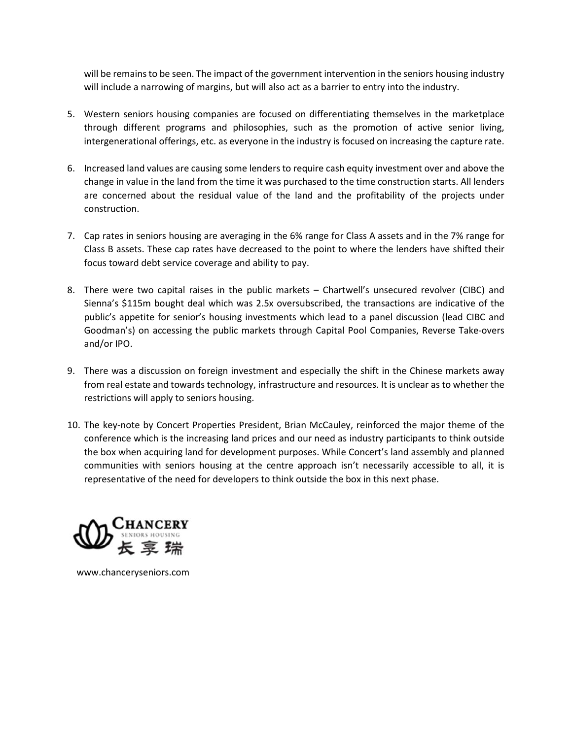will be remains to be seen. The impact of the government intervention in the seniors housing industry will include a narrowing of margins, but will also act as a barrier to entry into the industry.

5. Western seniors housing companies are focused on differentiating themselves in the marketplace through different programs and philosophies, such as the promotion of active senior living, intergenerational offerings, etc. as everyone in the industry is focused on increasing the capture rate.

6. Increased land values are causing some lenders to require cash equity investment over and above the change in value in the land from the time it was purchased to the time construction starts. All lenders are concerned about the residual value of the land and the profitability of the projects under construction.

7. Cap rates in seniors housing are averaging in the 6% range for Class A assets and in the 7% range for Class B assets. These cap rates have decreased to the point to where the lenders have shifted their focus toward debt service coverage and ability to pay.

8. There were two capital raises in the public markets – Chartwell's unsecured revolver (CIBC) and Sienna's $115m bought deal which was 2.5x oversubscribed, the transactions are indicative of the public's appetite for senior's housing investments which lead to a panel discussion (lead CIBC and Goodman's) on accessing the public markets through Capital Pool Companies, Reverse Take-overs and/or IPO.

9. There was a discussion on foreign investment and especially the shift in the Chinese markets away from real estate and towards technology, infrastructure and resources. It is unclear as to whether the restrictions will apply to seniors housing.

10. The key-note by Concert Properties President, Brian McCauley, reinforced the major theme of the conference which is the increasing land prices and our need as industry participants to think outside the box when acquiring land for development purposes. While Concert's land assembly and planned communities with seniors housing at the centre approach isn't necessarily accessible to all, it is representative of the need for developers to think outside the box in this next phase.

CHANCERY
SENIORS HOUSING
长享瑞

www.chanceryseniors.com